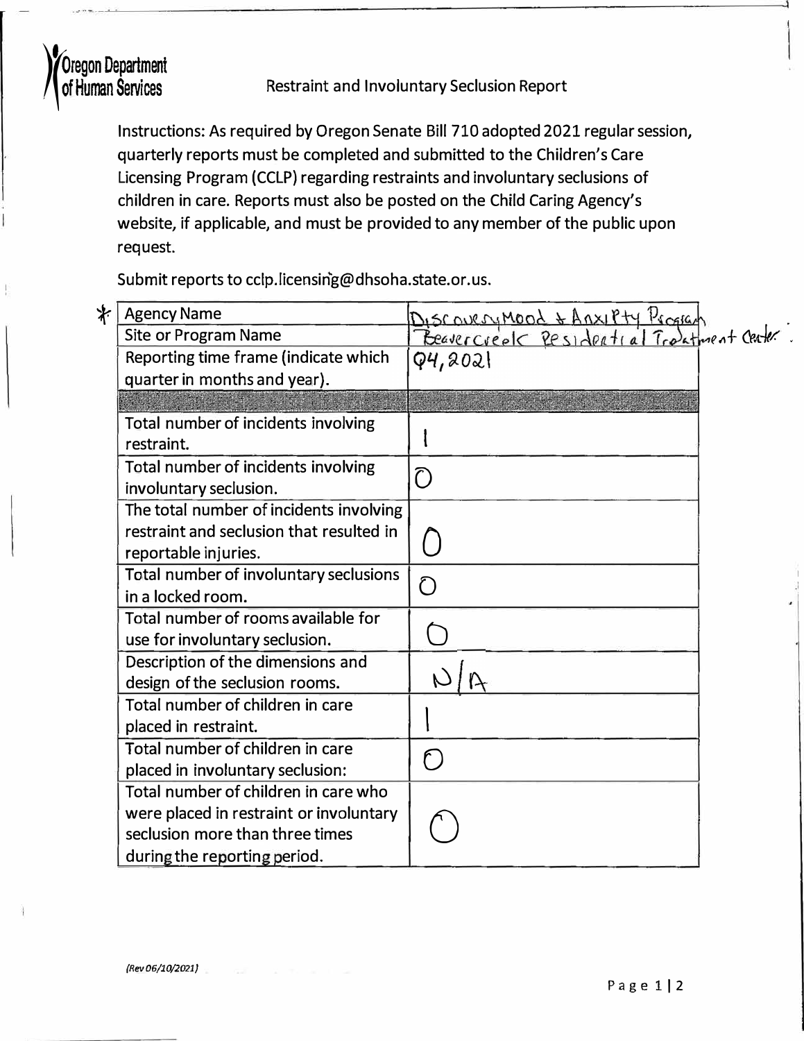Oregon Department of Human Services

Restraint and Involuntary Seclusion Report

Instructions: As required by Oregon Senate Bill 710 adopted 2021 regular session, quarterly reports must be completed and submitted to the Children's Care Licensing Program (CCLP) regarding restraints and involuntary seclusions of children in care. Reports must also be posted on the Child Caring Agency's website, if applicable, and must be provided to any member of the public upon request.

Submit reports to cclp.licensing@dhsoha.state.or.us.

| Agency Name | Discovery Mood & Anxiety Program |
|---|---|
| Site or Program Name | Beavercreek Residential Treatment Center |
| Reporting time frame (indicate which quarter in months and year). | Q4, 2021 |
| | |
| Total number of incidents involving restraint. | 1 |
| Total number of incidents involving involuntary seclusion. | 0 |
| The total number of incidents involving restraint and seclusion that resulted in reportable injuries. | 0 |
| Total number of involuntary seclusions in a locked room. | 0 |
| Total number of rooms available for use for involuntary seclusion. | 0 |
| Description of the dimensions and design of the seclusion rooms. | N/A |
| Total number of children in care placed in restraint. | 1 |
| Total number of children in care placed in involuntary seclusion: | 0 |
| Total number of children in care who were placed in restraint or involuntary seclusion more than three times during the reporting period. | 0 |

*(Rev 06/10/2021)*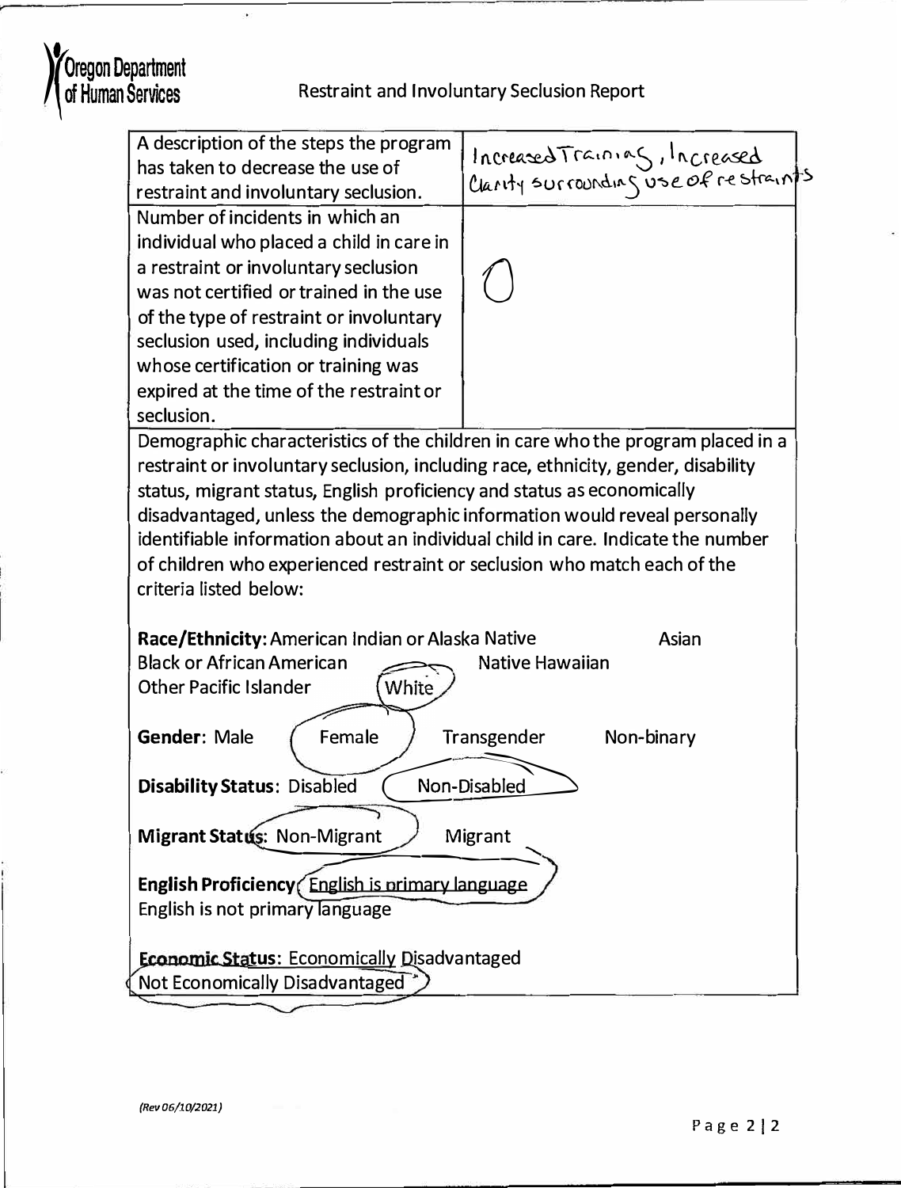Restraint and Involuntary Seclusion Report

| | |
|---|---|
| A description of the steps the program has taken to decrease the use of restraint and involuntary seclusion. | Increased Training, Increased Clarity surrounding use of restraints |
| Number of incidents in which an individual who placed a child in care in a restraint or involuntary seclusion was not certified or trained in the use of the type of restraint or involuntary seclusion used, including individuals whose certification or training was expired at the time of the restraint or seclusion. | 0 |

Demographic characteristics of the children in care who the program placed in a restraint or involuntary seclusion, including race, ethnicity, gender, disability status, migrant status, English proficiency and status as economically disadvantaged, unless the demographic information would reveal personally identifiable information about an individual child in care. Indicate the number of children who experienced restraint or seclusion who match each of the criteria listed below:

**Race/Ethnicity:** American Indian or Alaska Native Asian Black or African American Native Hawaiian Other Pacific Islander White (circled)

**Gender:** Male Female (circled) Transgender Non-binary

**Disability Status:** Disabled Non-Disabled (circled)

**Migrant Status:** Non-Migrant (circled) Migrant

**English Proficiency:** English is primary language (circled) English is not primary language

**Economic Status:** Economically Disadvantaged Not Economically Disadvantaged (circled)

*(Rev 06/10/2021)*